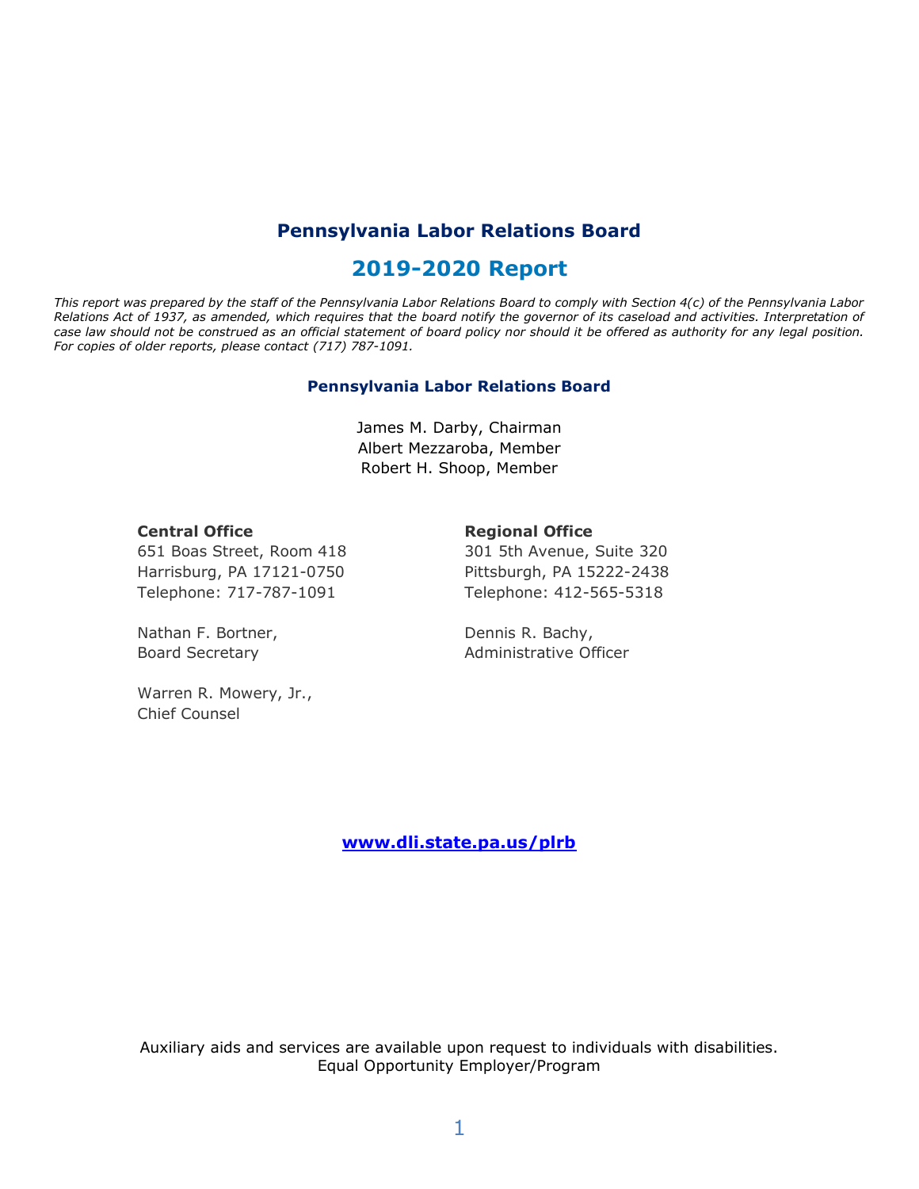# Pennsylvania Labor Relations Board

## 2019-2020 Report

*This report was prepared by the staff of the Pennsylvania Labor Relations Board to comply with Section 4(c) of the Pennsylvania Labor Relations Act of 1937, as amended, which requires that the board notify the governor of its caseload and activities. Interpretation of case law should not be construed as an official statement of board policy nor should it be offered as authority for any legal position. For copies of older reports, please contact (717) 787-1091.*

### Pennsylvania Labor Relations Board

James M. Darby, Chairman
Albert Mezzaroba, Member
Robert H. Shoop, Member

**Central Office**
651 Boas Street, Room 418
Harrisburg, PA 17121-0750
Telephone: 717-787-1091

Nathan F. Bortner,
Board Secretary

Warren R. Mowery, Jr.,
Chief Counsel

**Regional Office**
301 5th Avenue, Suite 320
Pittsburgh, PA 15222-2438
Telephone: 412-565-5318

Dennis R. Bachy,
Administrative Officer

**www.dli.state.pa.us/plrb**

Auxiliary aids and services are available upon request to individuals with disabilities.
Equal Opportunity Employer/Program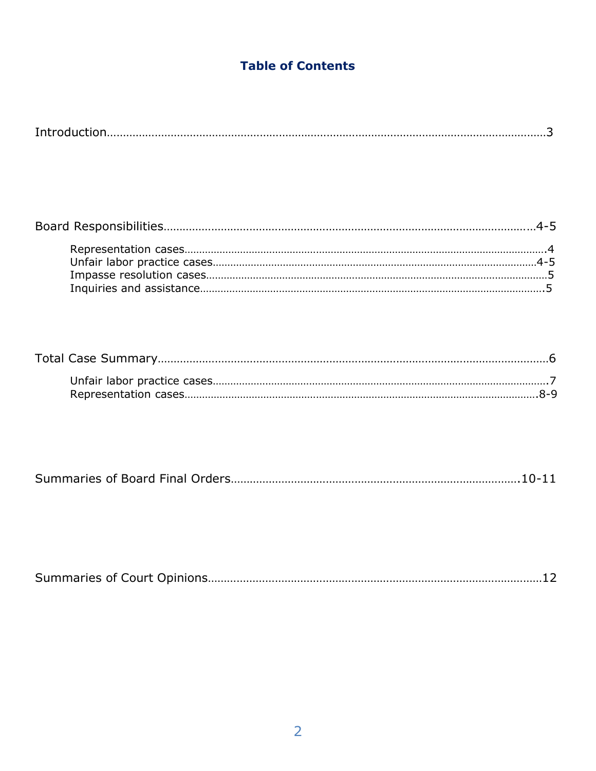## Table of Contents

Introduction……………………………………………………………………………………………3

Board Responsibilities…………………………………………………………………………4-5

- Representation cases……………………………………………………………………………4
- Unfair labor practice cases……………………………………………………………………4-5
- Impasse resolution cases………………………………………………………………………5
- Inquiries and assistance…………………………………………………………………………5

Total Case Summary……………………………………………………………………………………6

- Unfair labor practice cases……………………………………………………………………7
- Representation cases…………………………………………………………………………8-9

Summaries of Board Final Orders……………………………………………………………10-11

Summaries of Court Opinions……………………………………………………………………12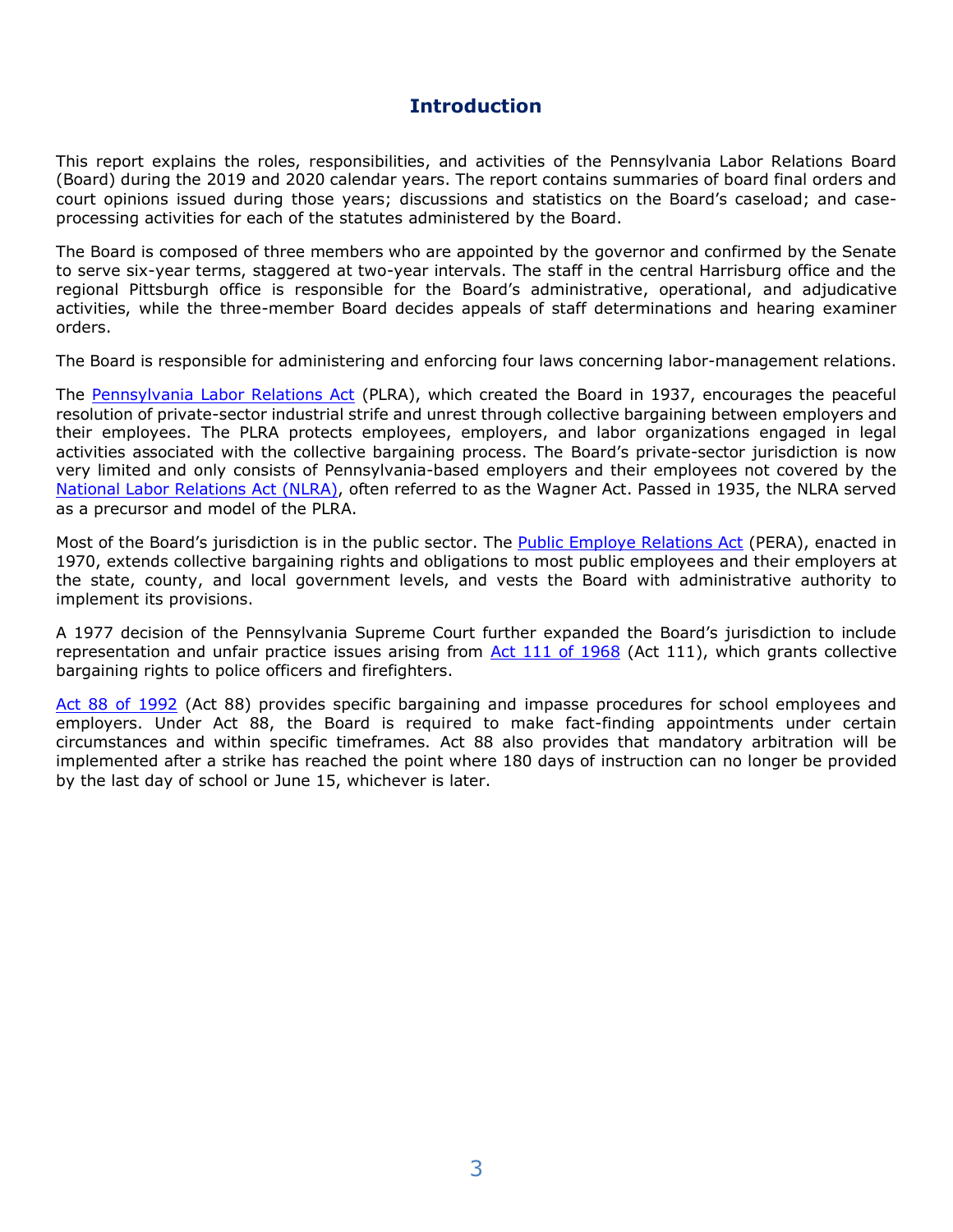# Introduction

This report explains the roles, responsibilities, and activities of the Pennsylvania Labor Relations Board (Board) during the 2019 and 2020 calendar years. The report contains summaries of board final orders and court opinions issued during those years; discussions and statistics on the Board's caseload; and case-processing activities for each of the statutes administered by the Board.

The Board is composed of three members who are appointed by the governor and confirmed by the Senate to serve six-year terms, staggered at two-year intervals. The staff in the central Harrisburg office and the regional Pittsburgh office is responsible for the Board's administrative, operational, and adjudicative activities, while the three-member Board decides appeals of staff determinations and hearing examiner orders.

The Board is responsible for administering and enforcing four laws concerning labor-management relations.

The Pennsylvania Labor Relations Act (PLRA), which created the Board in 1937, encourages the peaceful resolution of private-sector industrial strife and unrest through collective bargaining between employers and their employees. The PLRA protects employees, employers, and labor organizations engaged in legal activities associated with the collective bargaining process. The Board's private-sector jurisdiction is now very limited and only consists of Pennsylvania-based employers and their employees not covered by the National Labor Relations Act (NLRA), often referred to as the Wagner Act. Passed in 1935, the NLRA served as a precursor and model of the PLRA.

Most of the Board's jurisdiction is in the public sector. The Public Employe Relations Act (PERA), enacted in 1970, extends collective bargaining rights and obligations to most public employees and their employers at the state, county, and local government levels, and vests the Board with administrative authority to implement its provisions.

A 1977 decision of the Pennsylvania Supreme Court further expanded the Board's jurisdiction to include representation and unfair practice issues arising from Act 111 of 1968 (Act 111), which grants collective bargaining rights to police officers and firefighters.

Act 88 of 1992 (Act 88) provides specific bargaining and impasse procedures for school employees and employers. Under Act 88, the Board is required to make fact-finding appointments under certain circumstances and within specific timeframes. Act 88 also provides that mandatory arbitration will be implemented after a strike has reached the point where 180 days of instruction can no longer be provided by the last day of school or June 15, whichever is later.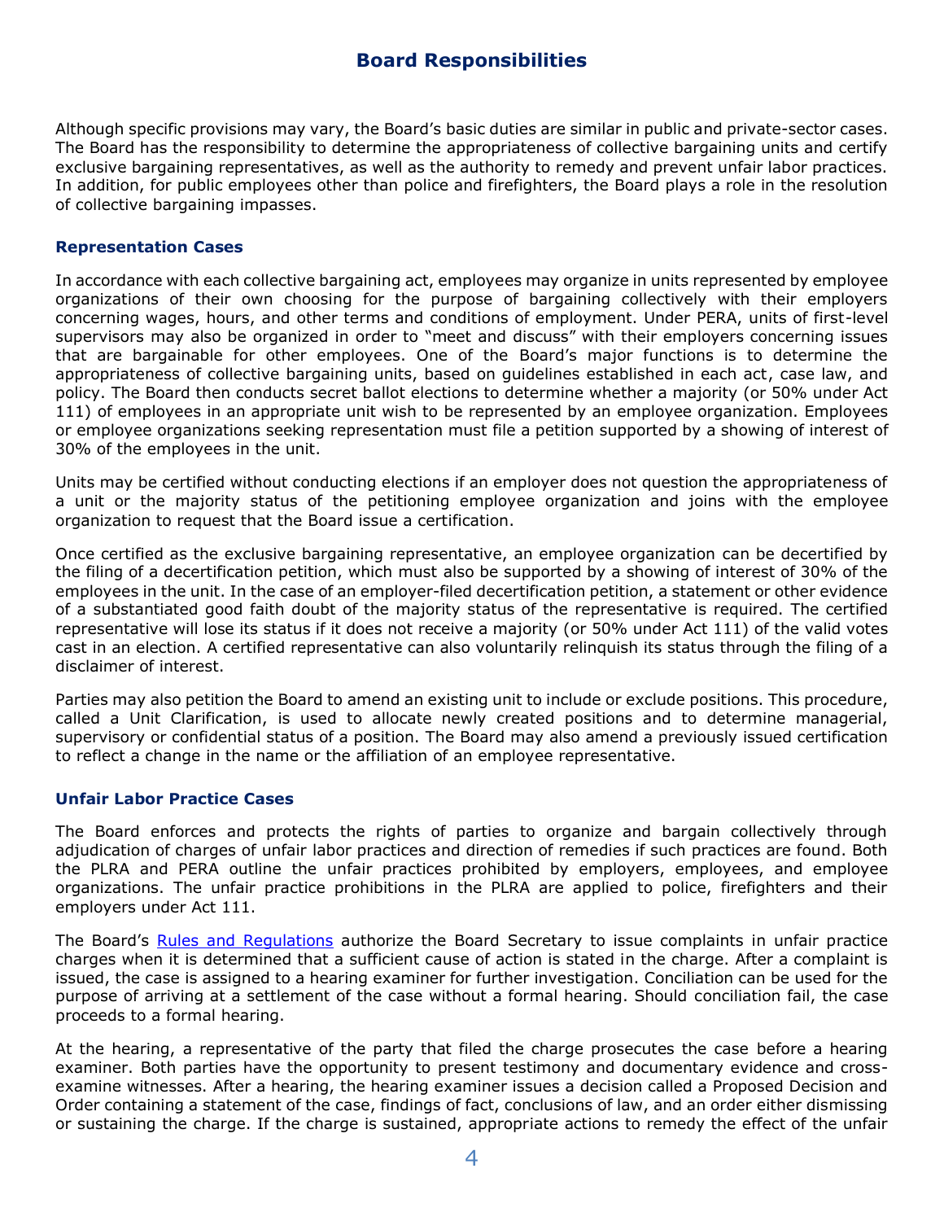## Board Responsibilities

Although specific provisions may vary, the Board's basic duties are similar in public and private-sector cases. The Board has the responsibility to determine the appropriateness of collective bargaining units and certify exclusive bargaining representatives, as well as the authority to remedy and prevent unfair labor practices. In addition, for public employees other than police and firefighters, the Board plays a role in the resolution of collective bargaining impasses.

### Representation Cases

In accordance with each collective bargaining act, employees may organize in units represented by employee organizations of their own choosing for the purpose of bargaining collectively with their employers concerning wages, hours, and other terms and conditions of employment. Under PERA, units of first-level supervisors may also be organized in order to "meet and discuss" with their employers concerning issues that are bargainable for other employees. One of the Board's major functions is to determine the appropriateness of collective bargaining units, based on guidelines established in each act, case law, and policy. The Board then conducts secret ballot elections to determine whether a majority (or 50% under Act 111) of employees in an appropriate unit wish to be represented by an employee organization. Employees or employee organizations seeking representation must file a petition supported by a showing of interest of 30% of the employees in the unit.

Units may be certified without conducting elections if an employer does not question the appropriateness of a unit or the majority status of the petitioning employee organization and joins with the employee organization to request that the Board issue a certification.

Once certified as the exclusive bargaining representative, an employee organization can be decertified by the filing of a decertification petition, which must also be supported by a showing of interest of 30% of the employees in the unit. In the case of an employer-filed decertification petition, a statement or other evidence of a substantiated good faith doubt of the majority status of the representative is required. The certified representative will lose its status if it does not receive a majority (or 50% under Act 111) of the valid votes cast in an election. A certified representative can also voluntarily relinquish its status through the filing of a disclaimer of interest.

Parties may also petition the Board to amend an existing unit to include or exclude positions. This procedure, called a Unit Clarification, is used to allocate newly created positions and to determine managerial, supervisory or confidential status of a position. The Board may also amend a previously issued certification to reflect a change in the name or the affiliation of an employee representative.

### Unfair Labor Practice Cases

The Board enforces and protects the rights of parties to organize and bargain collectively through adjudication of charges of unfair labor practices and direction of remedies if such practices are found. Both the PLRA and PERA outline the unfair practices prohibited by employers, employees, and employee organizations. The unfair practice prohibitions in the PLRA are applied to police, firefighters and their employers under Act 111.

The Board's Rules and Regulations authorize the Board Secretary to issue complaints in unfair practice charges when it is determined that a sufficient cause of action is stated in the charge. After a complaint is issued, the case is assigned to a hearing examiner for further investigation. Conciliation can be used for the purpose of arriving at a settlement of the case without a formal hearing. Should conciliation fail, the case proceeds to a formal hearing.

At the hearing, a representative of the party that filed the charge prosecutes the case before a hearing examiner. Both parties have the opportunity to present testimony and documentary evidence and cross-examine witnesses. After a hearing, the hearing examiner issues a decision called a Proposed Decision and Order containing a statement of the case, findings of fact, conclusions of law, and an order either dismissing or sustaining the charge. If the charge is sustained, appropriate actions to remedy the effect of the unfair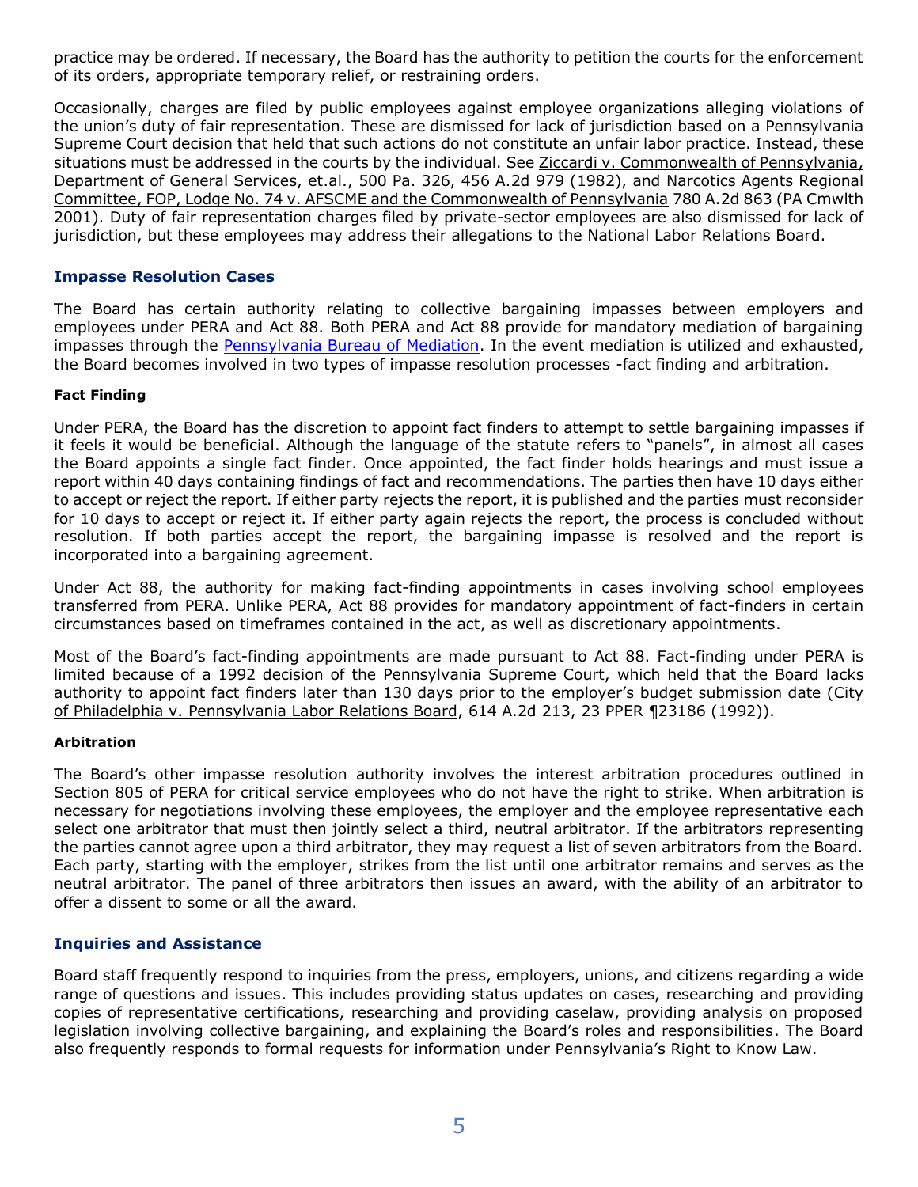practice may be ordered. If necessary, the Board has the authority to petition the courts for the enforcement of its orders, appropriate temporary relief, or restraining orders.

Occasionally, charges are filed by public employees against employee organizations alleging violations of the union's duty of fair representation. These are dismissed for lack of jurisdiction based on a Pennsylvania Supreme Court decision that held that such actions do not constitute an unfair labor practice. Instead, these situations must be addressed in the courts by the individual. See Ziccardi v. Commonwealth of Pennsylvania, Department of General Services, et.al., 500 Pa. 326, 456 A.2d 979 (1982), and Narcotics Agents Regional Committee, FOP, Lodge No. 74 v. AFSCME and the Commonwealth of Pennsylvania 780 A.2d 863 (PA Cmwlth 2001). Duty of fair representation charges filed by private-sector employees are also dismissed for lack of jurisdiction, but these employees may address their allegations to the National Labor Relations Board.

## Impasse Resolution Cases

The Board has certain authority relating to collective bargaining impasses between employers and employees under PERA and Act 88. Both PERA and Act 88 provide for mandatory mediation of bargaining impasses through the Pennsylvania Bureau of Mediation. In the event mediation is utilized and exhausted, the Board becomes involved in two types of impasse resolution processes -fact finding and arbitration.

### Fact Finding

Under PERA, the Board has the discretion to appoint fact finders to attempt to settle bargaining impasses if it feels it would be beneficial. Although the language of the statute refers to "panels", in almost all cases the Board appoints a single fact finder. Once appointed, the fact finder holds hearings and must issue a report within 40 days containing findings of fact and recommendations. The parties then have 10 days either to accept or reject the report. If either party rejects the report, it is published and the parties must reconsider for 10 days to accept or reject it. If either party again rejects the report, the process is concluded without resolution. If both parties accept the report, the bargaining impasse is resolved and the report is incorporated into a bargaining agreement.

Under Act 88, the authority for making fact-finding appointments in cases involving school employees transferred from PERA. Unlike PERA, Act 88 provides for mandatory appointment of fact-finders in certain circumstances based on timeframes contained in the act, as well as discretionary appointments.

Most of the Board's fact-finding appointments are made pursuant to Act 88. Fact-finding under PERA is limited because of a 1992 decision of the Pennsylvania Supreme Court, which held that the Board lacks authority to appoint fact finders later than 130 days prior to the employer's budget submission date (City of Philadelphia v. Pennsylvania Labor Relations Board, 614 A.2d 213, 23 PPER ¶23186 (1992)).

### Arbitration

The Board's other impasse resolution authority involves the interest arbitration procedures outlined in Section 805 of PERA for critical service employees who do not have the right to strike. When arbitration is necessary for negotiations involving these employees, the employer and the employee representative each select one arbitrator that must then jointly select a third, neutral arbitrator. If the arbitrators representing the parties cannot agree upon a third arbitrator, they may request a list of seven arbitrators from the Board. Each party, starting with the employer, strikes from the list until one arbitrator remains and serves as the neutral arbitrator. The panel of three arbitrators then issues an award, with the ability of an arbitrator to offer a dissent to some or all the award.

## Inquiries and Assistance

Board staff frequently respond to inquiries from the press, employers, unions, and citizens regarding a wide range of questions and issues. This includes providing status updates on cases, researching and providing copies of representative certifications, researching and providing caselaw, providing analysis on proposed legislation involving collective bargaining, and explaining the Board's roles and responsibilities. The Board also frequently responds to formal requests for information under Pennsylvania's Right to Know Law.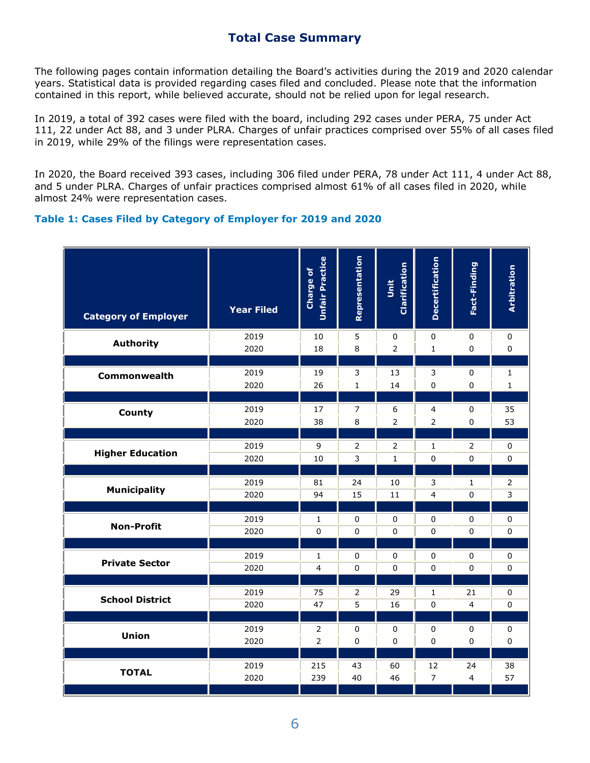# Total Case Summary

The following pages contain information detailing the Board's activities during the 2019 and 2020 calendar years. Statistical data is provided regarding cases filed and concluded. Please note that the information contained in this report, while believed accurate, should not be relied upon for legal research.

In 2019, a total of 392 cases were filed with the board, including 292 cases under PERA, 75 under Act 111, 22 under Act 88, and 3 under PLRA. Charges of unfair practices comprised over 55% of all cases filed in 2019, while 29% of the filings were representation cases.

In 2020, the Board received 393 cases, including 306 filed under PERA, 78 under Act 111, 4 under Act 88, and 5 under PLRA. Charges of unfair practices comprised almost 61% of all cases filed in 2020, while almost 24% were representation cases.

### Table 1: Cases Filed by Category of Employer for 2019 and 2020

| Category of Employer | Year Filed | Charge of Unfair Practice | Representation | Unit Clarification | Decertification | Fact-Finding | Arbitration |
|---|---|---|---|---|---|---|---|
| Authority | 2019 | 10 | 5 | 0 | 0 | 0 | 0 |
| | 2020 | 18 | 8 | 2 | 1 | 0 | 0 |
| Commonwealth | 2019 | 19 | 3 | 13 | 3 | 0 | 1 |
| | 2020 | 26 | 1 | 14 | 0 | 0 | 1 |
| County | 2019 | 17 | 7 | 6 | 4 | 0 | 35 |
| | 2020 | 38 | 8 | 2 | 2 | 0 | 53 |
| Higher Education | 2019 | 9 | 2 | 2 | 1 | 2 | 0 |
| | 2020 | 10 | 3 | 1 | 0 | 0 | 0 |
| Municipality | 2019 | 81 | 24 | 10 | 3 | 1 | 2 |
| | 2020 | 94 | 15 | 11 | 4 | 0 | 3 |
| Non-Profit | 2019 | 1 | 0 | 0 | 0 | 0 | 0 |
| | 2020 | 0 | 0 | 0 | 0 | 0 | 0 |
| Private Sector | 2019 | 1 | 0 | 0 | 0 | 0 | 0 |
| | 2020 | 4 | 0 | 0 | 0 | 0 | 0 |
| School District | 2019 | 75 | 2 | 29 | 1 | 21 | 0 |
| | 2020 | 47 | 5 | 16 | 0 | 4 | 0 |
| Union | 2019 | 2 | 0 | 0 | 0 | 0 | 0 |
| | 2020 | 2 | 0 | 0 | 0 | 0 | 0 |
| **TOTAL** | 2019 | 215 | 43 | 60 | 12 | 24 | 38 |
| | 2020 | 239 | 40 | 46 | 7 | 4 | 57 |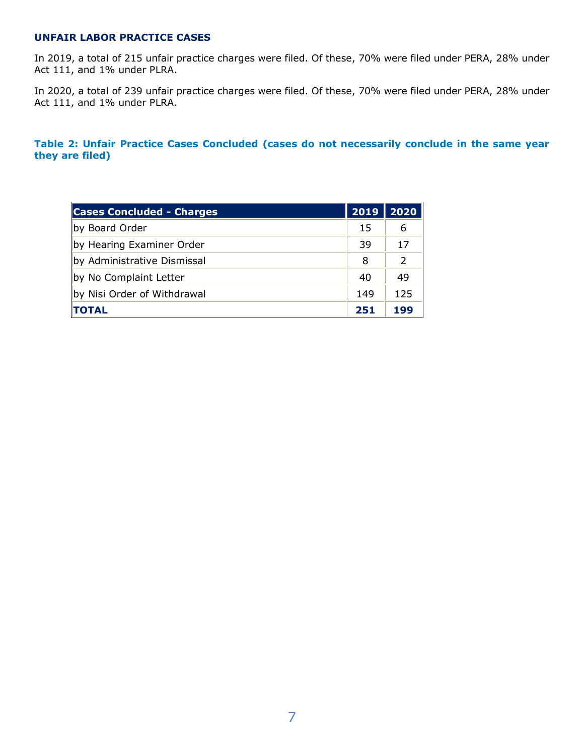### UNFAIR LABOR PRACTICE CASES

In 2019, a total of 215 unfair practice charges were filed. Of these, 70% were filed under PERA, 28% under Act 111, and 1% under PLRA.

In 2020, a total of 239 unfair practice charges were filed. Of these, 70% were filed under PERA, 28% under Act 111, and 1% under PLRA.

#### Table 2: Unfair Practice Cases Concluded (cases do not necessarily conclude in the same year they are filed)

| Cases Concluded - Charges | 2019 | 2020 |
|---|---|---|
| by Board Order | 15 | 6 |
| by Hearing Examiner Order | 39 | 17 |
| by Administrative Dismissal | 8 | 2 |
| by No Complaint Letter | 40 | 49 |
| by Nisi Order of Withdrawal | 149 | 125 |
| **TOTAL** | **251** | **199** |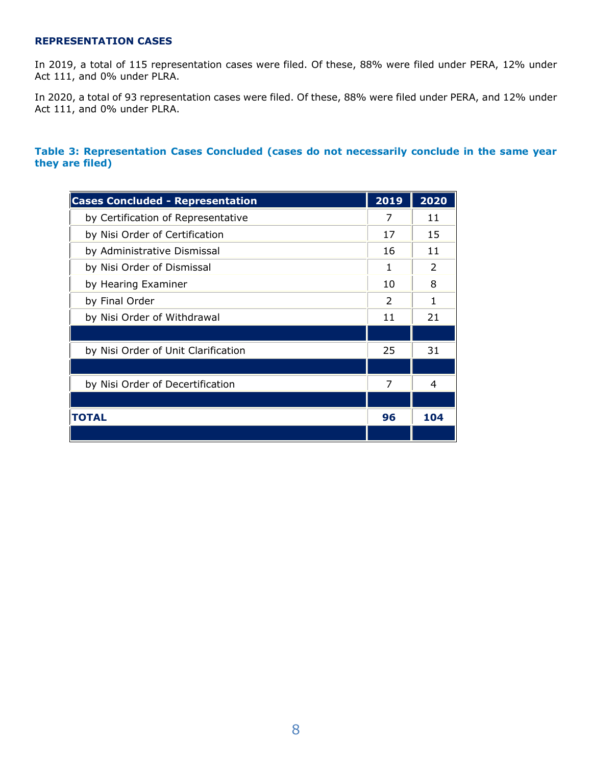## REPRESENTATION CASES

In 2019, a total of 115 representation cases were filed. Of these, 88% were filed under PERA, 12% under Act 111, and 0% under PLRA.

In 2020, a total of 93 representation cases were filed. Of these, 88% were filed under PERA, and 12% under Act 111, and 0% under PLRA.

**Table 3: Representation Cases Concluded (cases do not necessarily conclude in the same year they are filed)**

| Cases Concluded - Representation | 2019 | 2020 |
|---|---|---|
| by Certification of Representative | 7 | 11 |
| by Nisi Order of Certification | 17 | 15 |
| by Administrative Dismissal | 16 | 11 |
| by Nisi Order of Dismissal | 1 | 2 |
| by Hearing Examiner | 10 | 8 |
| by Final Order | 2 | 1 |
| by Nisi Order of Withdrawal | 11 | 21 |
| | | |
| by Nisi Order of Unit Clarification | 25 | 31 |
| | | |
| by Nisi Order of Decertification | 7 | 4 |
| | | |
| **TOTAL** | **96** | **104** |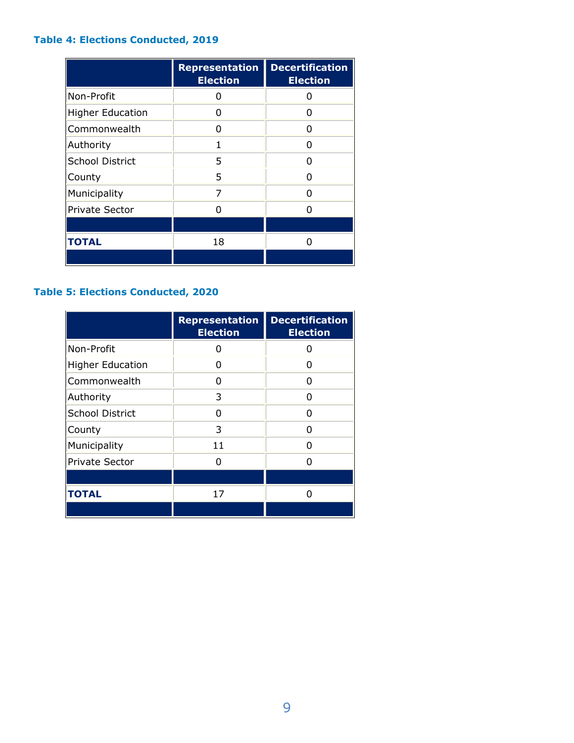**Table 4: Elections Conducted, 2019**

| | Representation Election | Decertification Election |
|---|---|---|
| Non-Profit | 0 | 0 |
| Higher Education | 0 | 0 |
| Commonwealth | 0 | 0 |
| Authority | 1 | 0 |
| School District | 5 | 0 |
| County | 5 | 0 |
| Municipality | 7 | 0 |
| Private Sector | 0 | 0 |
| | | |
| **TOTAL** | 18 | 0 |

**Table 5: Elections Conducted, 2020**

| | Representation Election | Decertification Election |
|---|---|---|
| Non-Profit | 0 | 0 |
| Higher Education | 0 | 0 |
| Commonwealth | 0 | 0 |
| Authority | 3 | 0 |
| School District | 0 | 0 |
| County | 3 | 0 |
| Municipality | 11 | 0 |
| Private Sector | 0 | 0 |
| | | |
| **TOTAL** | 17 | 0 |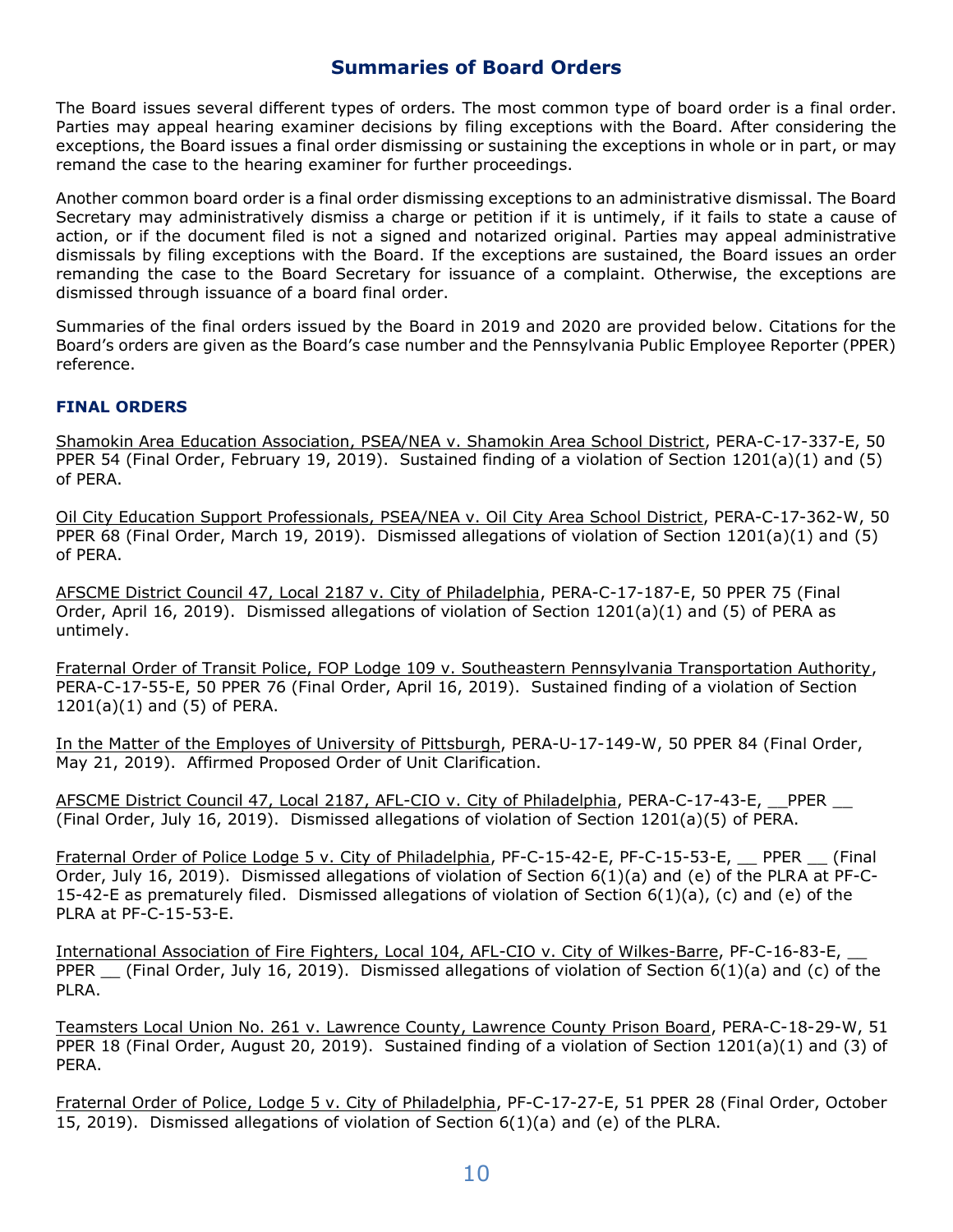## Summaries of Board Orders

The Board issues several different types of orders. The most common type of board order is a final order. Parties may appeal hearing examiner decisions by filing exceptions with the Board. After considering the exceptions, the Board issues a final order dismissing or sustaining the exceptions in whole or in part, or may remand the case to the hearing examiner for further proceedings.

Another common board order is a final order dismissing exceptions to an administrative dismissal. The Board Secretary may administratively dismiss a charge or petition if it is untimely, if it fails to state a cause of action, or if the document filed is not a signed and notarized original. Parties may appeal administrative dismissals by filing exceptions with the Board. If the exceptions are sustained, the Board issues an order remanding the case to the Board Secretary for issuance of a complaint. Otherwise, the exceptions are dismissed through issuance of a board final order.

Summaries of the final orders issued by the Board in 2019 and 2020 are provided below. Citations for the Board's orders are given as the Board's case number and the Pennsylvania Public Employee Reporter (PPER) reference.

### FINAL ORDERS

Shamokin Area Education Association, PSEA/NEA v. Shamokin Area School District, PERA-C-17-337-E, 50 PPER 54 (Final Order, February 19, 2019). Sustained finding of a violation of Section 1201(a)(1) and (5) of PERA.

Oil City Education Support Professionals, PSEA/NEA v. Oil City Area School District, PERA-C-17-362-W, 50 PPER 68 (Final Order, March 19, 2019). Dismissed allegations of violation of Section 1201(a)(1) and (5) of PERA.

AFSCME District Council 47, Local 2187 v. City of Philadelphia, PERA-C-17-187-E, 50 PPER 75 (Final Order, April 16, 2019). Dismissed allegations of violation of Section 1201(a)(1) and (5) of PERA as untimely.

Fraternal Order of Transit Police, FOP Lodge 109 v. Southeastern Pennsylvania Transportation Authority, PERA-C-17-55-E, 50 PPER 76 (Final Order, April 16, 2019). Sustained finding of a violation of Section 1201(a)(1) and (5) of PERA.

In the Matter of the Employes of University of Pittsburgh, PERA-U-17-149-W, 50 PPER 84 (Final Order, May 21, 2019). Affirmed Proposed Order of Unit Clarification.

AFSCME District Council 47, Local 2187, AFL-CIO v. City of Philadelphia, PERA-C-17-43-E, __PPER __ (Final Order, July 16, 2019). Dismissed allegations of violation of Section 1201(a)(5) of PERA.

Fraternal Order of Police Lodge 5 v. City of Philadelphia, PF-C-15-42-E, PF-C-15-53-E, __ PPER __ (Final Order, July 16, 2019). Dismissed allegations of violation of Section 6(1)(a) and (e) of the PLRA at PF-C-15-42-E as prematurely filed. Dismissed allegations of violation of Section 6(1)(a), (c) and (e) of the PLRA at PF-C-15-53-E.

International Association of Fire Fighters, Local 104, AFL-CIO v. City of Wilkes-Barre, PF-C-16-83-E, __ PPER __ (Final Order, July 16, 2019). Dismissed allegations of violation of Section 6(1)(a) and (c) of the PLRA.

Teamsters Local Union No. 261 v. Lawrence County, Lawrence County Prison Board, PERA-C-18-29-W, 51 PPER 18 (Final Order, August 20, 2019). Sustained finding of a violation of Section 1201(a)(1) and (3) of PERA.

Fraternal Order of Police, Lodge 5 v. City of Philadelphia, PF-C-17-27-E, 51 PPER 28 (Final Order, October 15, 2019). Dismissed allegations of violation of Section 6(1)(a) and (e) of the PLRA.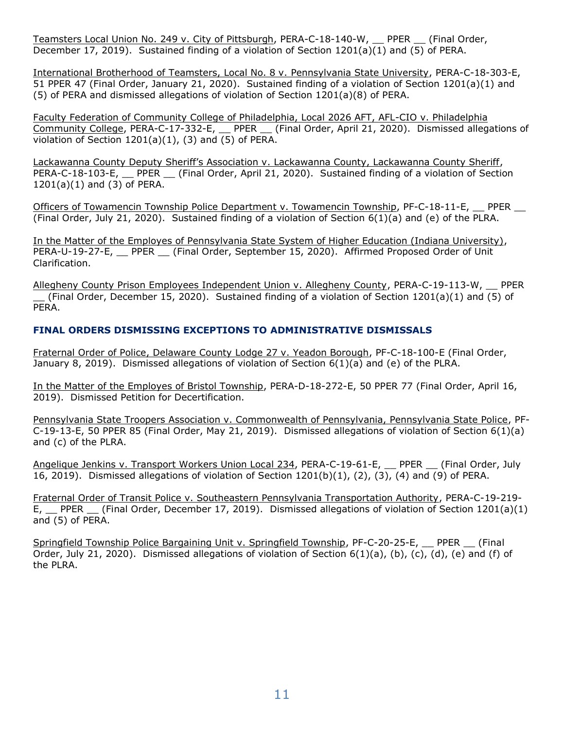Teamsters Local Union No. 249 v. City of Pittsburgh, PERA-C-18-140-W, __ PPER __ (Final Order, December 17, 2019). Sustained finding of a violation of Section 1201(a)(1) and (5) of PERA.

International Brotherhood of Teamsters, Local No. 8 v. Pennsylvania State University, PERA-C-18-303-E, 51 PPER 47 (Final Order, January 21, 2020). Sustained finding of a violation of Section 1201(a)(1) and (5) of PERA and dismissed allegations of violation of Section 1201(a)(8) of PERA.

Faculty Federation of Community College of Philadelphia, Local 2026 AFT, AFL-CIO v. Philadelphia Community College, PERA-C-17-332-E, __ PPER __ (Final Order, April 21, 2020). Dismissed allegations of violation of Section 1201(a)(1), (3) and (5) of PERA.

Lackawanna County Deputy Sheriff's Association v. Lackawanna County, Lackawanna County Sheriff, PERA-C-18-103-E, __ PPER __ (Final Order, April 21, 2020). Sustained finding of a violation of Section 1201(a)(1) and (3) of PERA.

Officers of Towamencin Township Police Department v. Towamencin Township, PF-C-18-11-E, __ PPER __ (Final Order, July 21, 2020). Sustained finding of a violation of Section 6(1)(a) and (e) of the PLRA.

In the Matter of the Employes of Pennsylvania State System of Higher Education (Indiana University), PERA-U-19-27-E, __ PPER __ (Final Order, September 15, 2020). Affirmed Proposed Order of Unit Clarification.

Allegheny County Prison Employees Independent Union v. Allegheny County, PERA-C-19-113-W, __ PPER __ (Final Order, December 15, 2020). Sustained finding of a violation of Section 1201(a)(1) and (5) of PERA.

### FINAL ORDERS DISMISSING EXCEPTIONS TO ADMINISTRATIVE DISMISSALS

Fraternal Order of Police, Delaware County Lodge 27 v. Yeadon Borough, PF-C-18-100-E (Final Order, January 8, 2019). Dismissed allegations of violation of Section 6(1)(a) and (e) of the PLRA.

In the Matter of the Employes of Bristol Township, PERA-D-18-272-E, 50 PPER 77 (Final Order, April 16, 2019). Dismissed Petition for Decertification.

Pennsylvania State Troopers Association v. Commonwealth of Pennsylvania, Pennsylvania State Police, PF-C-19-13-E, 50 PPER 85 (Final Order, May 21, 2019). Dismissed allegations of violation of Section 6(1)(a) and (c) of the PLRA.

Angelique Jenkins v. Transport Workers Union Local 234, PERA-C-19-61-E, __ PPER __ (Final Order, July 16, 2019). Dismissed allegations of violation of Section 1201(b)(1), (2), (3), (4) and (9) of PERA.

Fraternal Order of Transit Police v. Southeastern Pennsylvania Transportation Authority, PERA-C-19-219-E, __ PPER __ (Final Order, December 17, 2019). Dismissed allegations of violation of Section 1201(a)(1) and (5) of PERA.

Springfield Township Police Bargaining Unit v. Springfield Township, PF-C-20-25-E, __ PPER __ (Final Order, July 21, 2020). Dismissed allegations of violation of Section 6(1)(a), (b), (c), (d), (e) and (f) of the PLRA.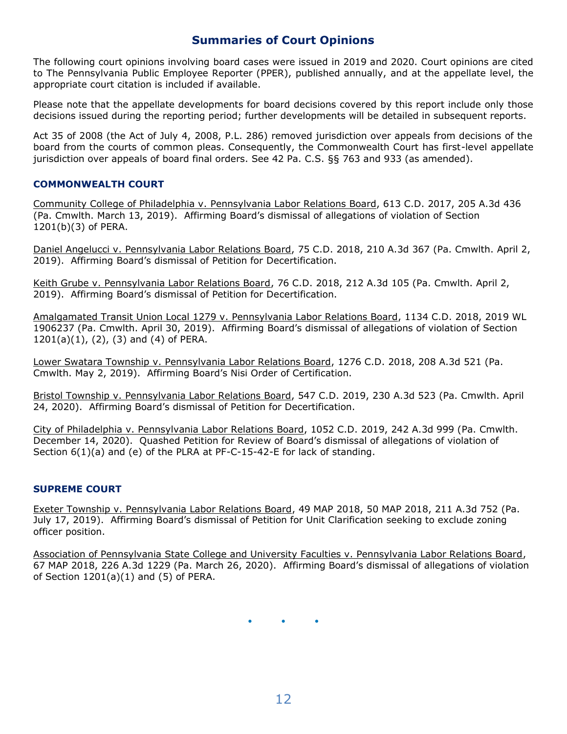# Summaries of Court Opinions

The following court opinions involving board cases were issued in 2019 and 2020. Court opinions are cited to The Pennsylvania Public Employee Reporter (PPER), published annually, and at the appellate level, the appropriate court citation is included if available.

Please note that the appellate developments for board decisions covered by this report include only those decisions issued during the reporting period; further developments will be detailed in subsequent reports.

Act 35 of 2008 (the Act of July 4, 2008, P.L. 286) removed jurisdiction over appeals from decisions of the board from the courts of common pleas. Consequently, the Commonwealth Court has first-level appellate jurisdiction over appeals of board final orders. See 42 Pa. C.S. §§ 763 and 933 (as amended).

## COMMONWEALTH COURT

Community College of Philadelphia v. Pennsylvania Labor Relations Board, 613 C.D. 2017, 205 A.3d 436 (Pa. Cmwlth. March 13, 2019). Affirming Board's dismissal of allegations of violation of Section 1201(b)(3) of PERA.

Daniel Angelucci v. Pennsylvania Labor Relations Board, 75 C.D. 2018, 210 A.3d 367 (Pa. Cmwlth. April 2, 2019). Affirming Board's dismissal of Petition for Decertification.

Keith Grube v. Pennsylvania Labor Relations Board, 76 C.D. 2018, 212 A.3d 105 (Pa. Cmwlth. April 2, 2019). Affirming Board's dismissal of Petition for Decertification.

Amalgamated Transit Union Local 1279 v. Pennsylvania Labor Relations Board, 1134 C.D. 2018, 2019 WL 1906237 (Pa. Cmwlth. April 30, 2019). Affirming Board's dismissal of allegations of violation of Section 1201(a)(1), (2), (3) and (4) of PERA.

Lower Swatara Township v. Pennsylvania Labor Relations Board, 1276 C.D. 2018, 208 A.3d 521 (Pa. Cmwlth. May 2, 2019). Affirming Board's Nisi Order of Certification.

Bristol Township v. Pennsylvania Labor Relations Board, 547 C.D. 2019, 230 A.3d 523 (Pa. Cmwlth. April 24, 2020). Affirming Board's dismissal of Petition for Decertification.

City of Philadelphia v. Pennsylvania Labor Relations Board, 1052 C.D. 2019, 242 A.3d 999 (Pa. Cmwlth. December 14, 2020). Quashed Petition for Review of Board's dismissal of allegations of violation of Section 6(1)(a) and (e) of the PLRA at PF-C-15-42-E for lack of standing.

## SUPREME COURT

Exeter Township v. Pennsylvania Labor Relations Board, 49 MAP 2018, 50 MAP 2018, 211 A.3d 752 (Pa. July 17, 2019). Affirming Board's dismissal of Petition for Unit Clarification seeking to exclude zoning officer position.

Association of Pennsylvania State College and University Faculties v. Pennsylvania Labor Relations Board, 67 MAP 2018, 226 A.3d 1229 (Pa. March 26, 2020). Affirming Board's dismissal of allegations of violation of Section 1201(a)(1) and (5) of PERA.